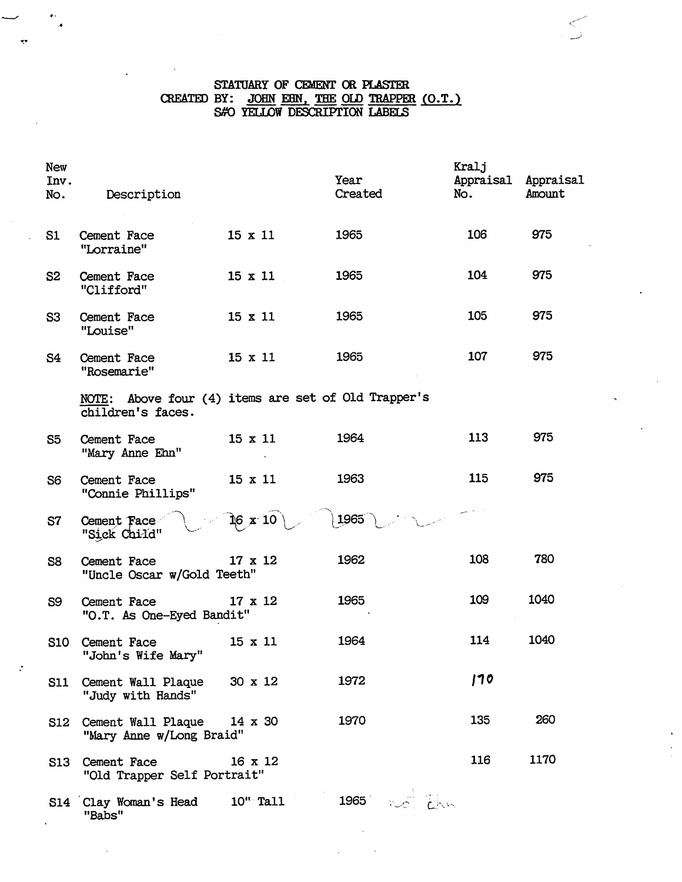# STATUARY OF CEMENT OR PLASTER
## CREATED BY: JOHN EHN, THE OLD TRAPPER (O.T.)
## S#O YELLOW DESCRIPTION LABELS

| New Inv. No. | Description | | Year Created | Kralj Appraisal No. | Appraisal Amount |
|---|---|---|---|---|---|
| S1 | Cement Face "Lorraine" | 15 x 11 | 1965 | 106 | 975 |
| S2 | Cement Face "Clifford" | 15 x 11 | 1965 | 104 | 975 |
| S3 | Cement Face "Louise" | 15 x 11 | 1965 | 105 | 975 |
| S4 | Cement Face "Rosemarie" | 15 x 11 | 1965 | 107 | 975 |
| | NOTE: Above four (4) items are set of Old Trapper's children's faces. | | | | |
| S5 | Cement Face "Mary Anne Ehn" | 15 x 11 | 1964 | 113 | 975 |
| S6 | Cement Face "Connie Phillips" | 15 x 11 | 1963 | 115 | 975 |
| S7 | Cement Face "Sick Child" | 16 x 10 | 1965 | | |
| S8 | Cement Face "Uncle Oscar w/Gold Teeth" | 17 x 12 | 1962 | 108 | 780 |
| S9 | Cement Face "O.T. As One-Eyed Bandit" | 17 x 12 | 1965 | 109 | 1040 |
| S10 | Cement Face "John's Wife Mary" | 15 x 11 | 1964 | 114 | 1040 |
| S11 | Cement Wall Plaque "Judy with Hands" | 30 x 12 | 1972 | 170 | |
| S12 | Cement Wall Plaque "Mary Anne w/Long Braid" | 14 x 30 | 1970 | 135 | 260 |
| S13 | Cement Face "Old Trapper Self Portrait" | 16 x 12 | | 116 | 1170 |
| S14 | Clay Woman's Head "Babs" | 10" Tall | 1965 not Ehn | | |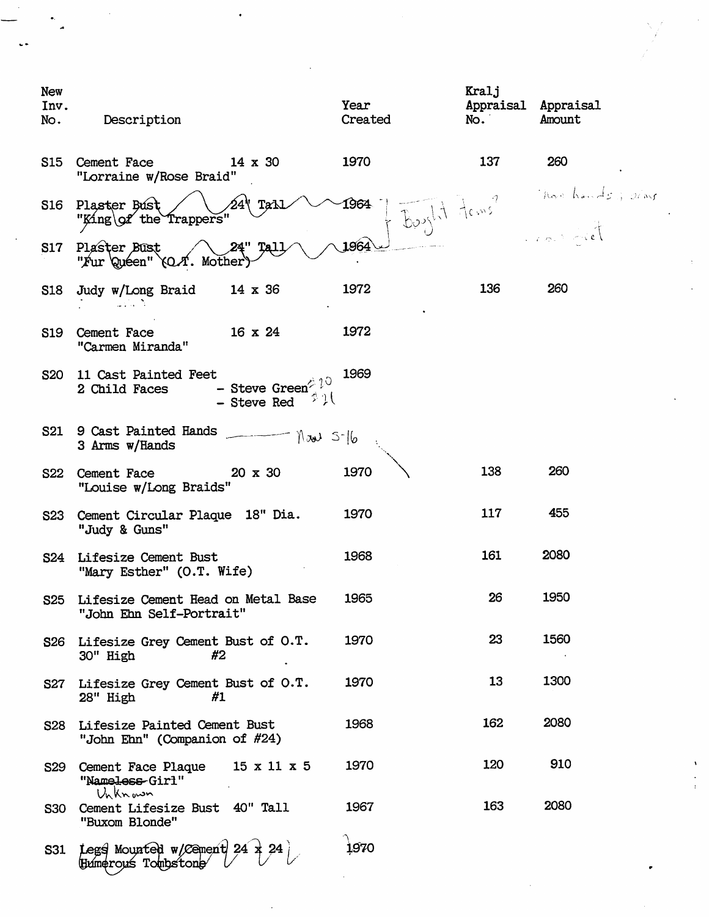| New Inv. No. | Description | Year Created | Kralj Appraisal No. | Appraisal Amount |
|---|---|---|---|---|
| S15 | Cement Face 14 x 30 "Lorraine w/Rose Braid" | 1970 | 137 | 260 |
| S16 | Plaster Bust 24" Tall "King of the Trappers" | 1964 | Bought items? | Now hands, arms |
| S17 | Plaster Bust 24" Tall "Fur Queen" (O.T. Mother) | 1964 | | |
| S18 | Judy w/Long Braid 14 x 36 | 1972 | 136 | 260 |
| S19 | Cement Face 16 x 24 "Carmen Miranda" | 1972 | | |
| S20 | 11 Cast Painted Feet<br>2 Child Faces - Steve Green #20<br>- Steve Red #21 | 1969 | | |
| S21 | 9 Cast Painted Hands — Now S-16<br>3 Arms w/Hands | | | |
| S22 | Cement Face 20 x 30 "Louise w/Long Braids" | 1970 | 138 | 260 |
| S23 | Cement Circular Plaque 18" Dia. "Judy & Guns" | 1970 | 117 | 455 |
| S24 | Lifesize Cement Bust "Mary Esther" (O.T. Wife) | 1968 | 161 | 2080 |
| S25 | Lifesize Cement Head on Metal Base "John Ehn Self-Portrait" | 1965 | 26 | 1950 |
| S26 | Lifesize Grey Cement Bust of O.T. 30" High #2 | 1970 | 23 | 1560 |
| S27 | Lifesize Grey Cement Bust of O.T. 28" High #1 | 1970 | 13 | 1300 |
| S28 | Lifesize Painted Cement Bust "John Ehn" (Companion of #24) | 1968 | 162 | 2080 |
| S29 | Cement Face Plaque 15 x 11 x 5 "~~Nameless~~ Girl" Unknown | 1970 | 120 | 910 |
| S30 | Cement Lifesize Bust 40" Tall "Buxom Blonde" | 1967 | 163 | 2080 |
| S31 | Legs Mounted w/Cement 24 x 24 Humerous Tombstone | 1970 | | |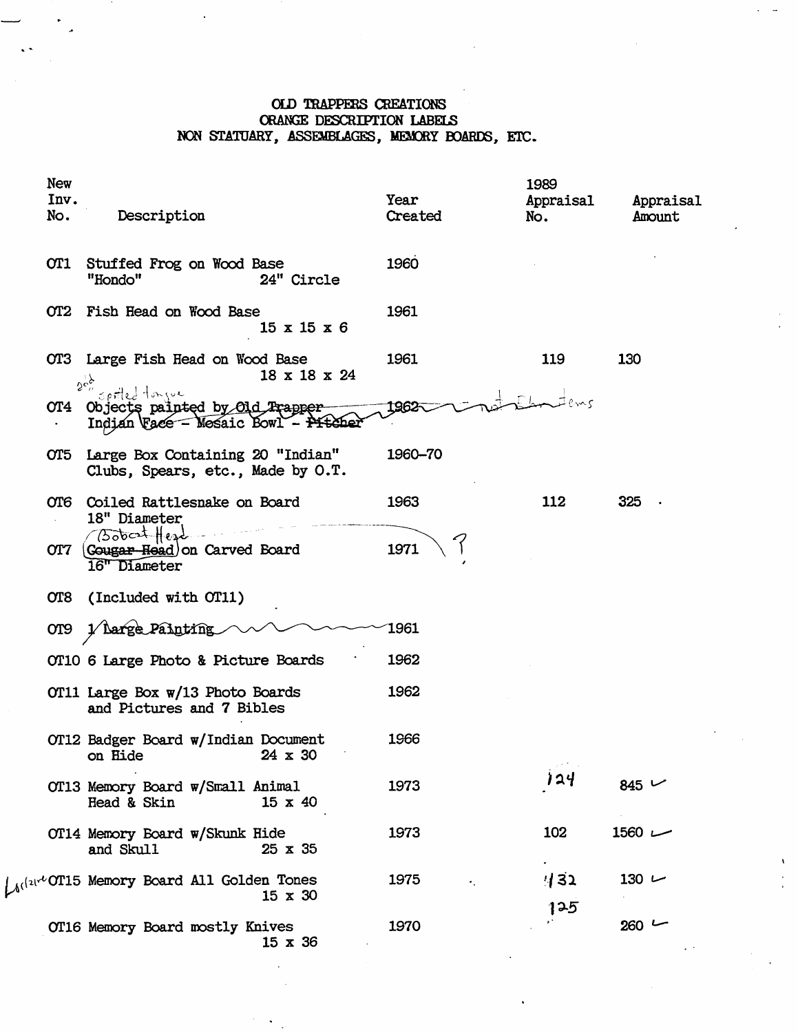# OLD TRAPPERS CREATIONS
## ORANGE DESCRIPTION LABELS
## NON STATUARY, ASSEMBLAGES, MEMORY BOARDS, ETC.

| New Inv. No. | Description | Year Created | 1989 Appraisal No. | Appraisal Amount |
|---|---|---|---|---|
| OT1 | Stuffed Frog on Wood Base "Hondo" 24" Circle | 1960 | | |
| OT2 | Fish Head on Wood Base 15 x 15 x 6 | 1961 | | |
| OT3 | Large Fish Head on Wood Base 18 x 18 x 24 | 1961 | 119 | 130 |
| OT4 | ~~Objects painted by Old Trapper Indian Face - Mosaic Bowl - Pitcher~~ (2nd spotted tongue) | ~~1962~~ not these items | | |
| OT5 | Large Box Containing 20 "Indian" Clubs, Spears, etc., Made by O.T. | 1960-70 | | |
| OT6 | Coiled Rattlesnake on Board 18" Diameter | 1963 | 112 | 325 |
| OT7 | ~~Cougar Head~~ (Bobcat Head) on Carved Board 16" Diameter | 1971 ? | | |
| OT8 | (Included with OT11) | | | |
| OT9 | ~~1 Large Painting~~ | 1961 | | |
| OT10 | 6 Large Photo & Picture Boards | 1962 | | |
| OT11 | Large Box w/13 Photo Boards and Pictures and 7 Bibles | 1962 | | |
| OT12 | Badger Board w/Indian Document on Hide 24 x 30 | 1966 | | |
| OT13 | Memory Board w/Small Animal Head & Skin 15 x 40 | 1973 | 124 | 845 ✓ |
| OT14 | Memory Board w/Skunk Hide and Skull 25 x 35 | 1973 | 102 | 1560 ✓ |
| OT15 | Memory Board All Golden Tones 15 x 30 (Lariat) | 1975 | 132 | 130 ✓ |
| OT16 | Memory Board mostly Knives 15 x 36 | 1970 | 125 | 260 ✓ |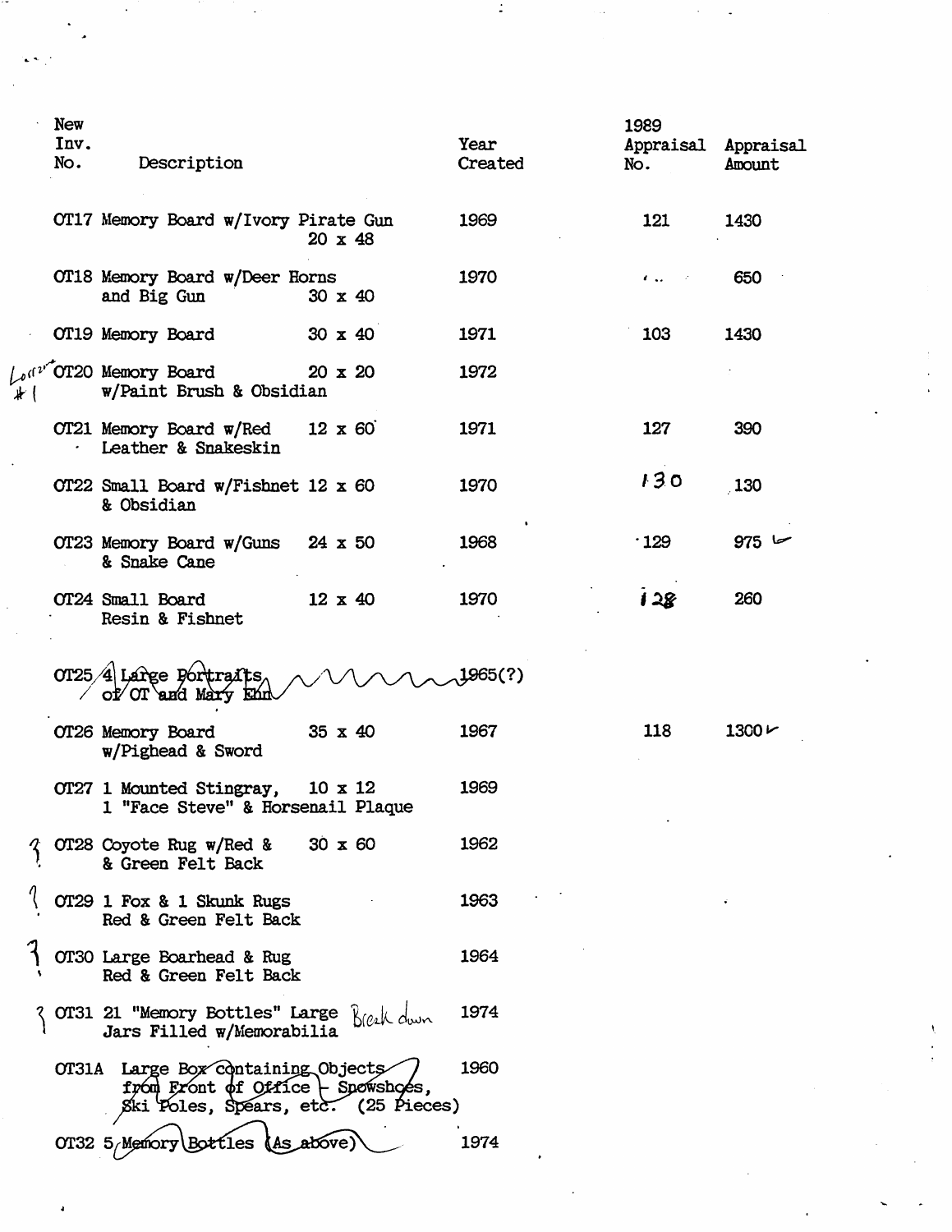| New Inv. No. | Description | Year Created | 1989 Appraisal No. | Appraisal Amount |
|---|---|---|---|---|
| OT17 | Memory Board w/Ivory Pirate Gun 20 x 48 | 1969 | 121 | 1430 |
| OT18 | Memory Board w/Deer Horns and Big Gun 30 x 40 | 1970 | | 650 |
| OT19 | Memory Board 30 x 40 | 1971 | 103 | 1430 |
| OT20 | Memory Board 20 x 20 w/Paint Brush & Obsidian | 1972 | | |
| OT21 | Memory Board w/Red 12 x 60 Leather & Snakeskin | 1971 | 127 | 390 |
| OT22 | Small Board w/Fishnet 12 x 60 & Obsidian | 1970 | 130 | 130 |
| OT23 | Memory Board w/Guns 24 x 50 & Snake Cane | 1968 | 129 | 975 |
| OT24 | Small Board 12 x 40 Resin & Fishnet | 1970 | 128 | 260 |
| OT25 | ~~4 Large Portraits of OT and Mary Ehn~~ | 1965(?) | | |
| OT26 | Memory Board 35 x 40 w/Pighead & Sword | 1967 | 118 | 1300 |
| OT27 | 1 Mounted Stingray, 10 x 12 1 "Face Steve" & Horsenail Plaque | 1969 | | |
| OT28 | Coyote Rug w/Red & 30 x 60 & Green Felt Back | 1962 | | |
| OT29 | 1 Fox & 1 Skunk Rugs Red & Green Felt Back | 1963 | | |
| OT30 | Large Boarhead & Rug Red & Green Felt Back | 1964 | | |
| OT31 | 21 "Memory Bottles" Large Jars Filled w/Memorabilia *Break down* | 1974 | | |
| OT31A | Large Box containing Objects from Front of Office - Snowshoes, Ski Poles, Spears, etc. (25 Pieces) | 1960 | | |
| OT32 | 5 Memory Bottles (As above) | 1974 | | |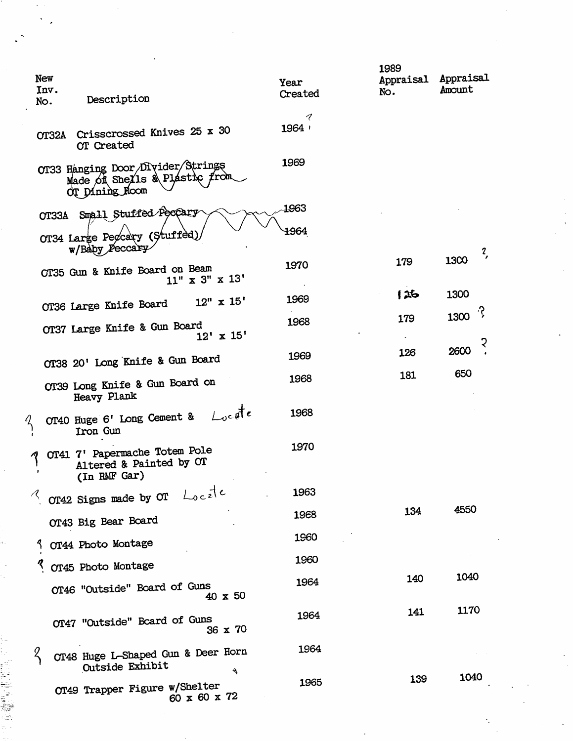| New Inv. No. | Description | Year Created | 1989 Appraisal No. | Appraisal Amount |
|---|---|---|---|---|
| OT32A | Crisscrossed Knives 25 x 30 OT Created | ? 1964 | | |
| OT33 | Hanging Door Divider Strings Made of Shells & Plastic from OT Dining Room | 1969 | | |
| OT33A | Small Stuffed Peccary | 1963 | | |
| OT34 | Large Peccary (Stuffed) w/Baby Peccary | 1964 | | |
| OT35 | Gun & Knife Board on Beam 11" x 3" x 13' | 1970 | 179 | 1300 ? |
| OT36 | Large Knife Board 12" x 15' | 1969 | 126 | 1300 |
| OT37 | Large Knife & Gun Board 12' x 15' | 1968 | 179 | 1300 ? |
| OT38 | 20' Long Knife & Gun Board | 1969 | 126 | 2600 ? |
| OT39 | Long Knife & Gun Board on Heavy Plank | 1968 | 181 | 650 |
| ? OT40 | Huge 6' Long Cement & Iron Gun *Locate* | 1968 | | |
| ? OT41 | 7' Papermache Totem Pole Altered & Painted by OT (In RMF Gar) | 1970 | | |
| ? OT42 | Signs made by OT *Locate* | 1963 | | |
| OT43 | Big Bear Board | 1968 | 134 | 4550 |
| ? OT44 | Photo Montage | 1960 | | |
| ? OT45 | Photo Montage | 1960 | | |
| OT46 | "Outside" Board of Guns 40 x 50 | 1964 | 140 | 1040 |
| OT47 | "Outside" Board of Guns 36 x 70 | 1964 | 141 | 1170 |
| ? OT48 | Huge L-Shaped Gun & Deer Horn Outside Exhibit | 1964 | | |
| OT49 | Trapper Figure w/Shelter 60 x 60 x 72 | 1965 | 139 | 1040 |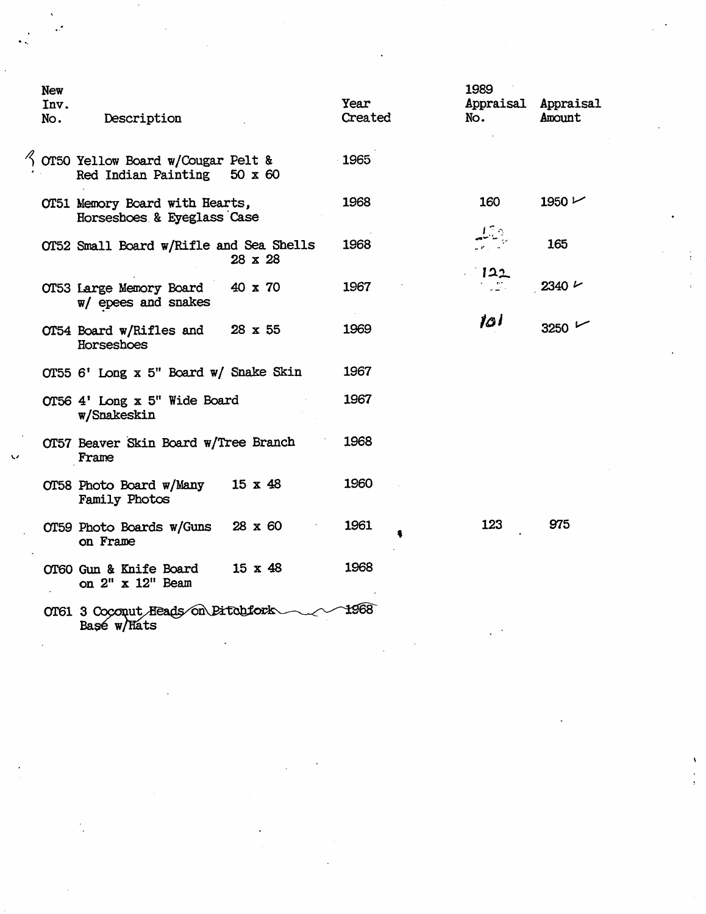| New Inv. No. | Description | Year Created | 1989 Appraisal No. | Appraisal Amount |
|---|---|---|---|---|
| OT50 | Yellow Board w/Cougar Pelt & Red Indian Painting 50 x 60 | 1965 | | |
| OT51 | Memory Board with Hearts, Horseshoes & Eyeglass Case | 1968 | 160 | 1950 ✓ |
| OT52 | Small Board w/Rifle and Sea Shells 28 x 28 | 1968 | 129 | 165 |
| OT53 | Large Memory Board 40 x 70 w/ epees and snakes | 1967 | 122 | 2340 ✓ |
| OT54 | Board w/Rifles and Horseshoes 28 x 55 | 1969 | 101 | 3250 ✓ |
| OT55 | 6' Long x 5" Board w/ Snake Skin | 1967 | | |
| OT56 | 4' Long x 5" Wide Board w/Snakeskin | 1967 | | |
| OT57 | Beaver Skin Board w/Tree Branch Frame | 1968 | | |
| OT58 | Photo Board w/Many Family Photos 15 x 48 | 1960 | | |
| OT59 | Photo Boards w/Guns on Frame 28 x 60 | 1961 | 123 | 975 |
| OT60 | Gun & Knife Board on 2" x 12" Beam 15 x 48 | 1968 | | |
| OT61 | ~~3 Coconut Heads on Pitchfork Base w/Hats~~ | ~~1968~~ | | |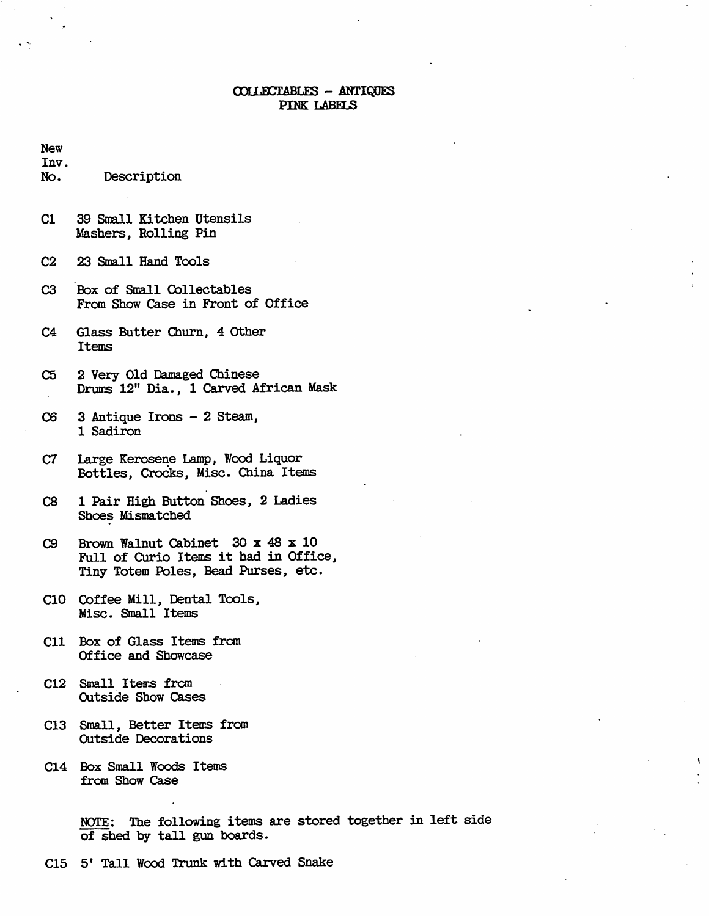# COLLECTABLES – ANTIQUES
## PINK LABELS

| New Inv. No. | Description |
|---|---|
| C1 | 39 Small Kitchen Utensils Mashers, Rolling Pin |
| C2 | 23 Small Hand Tools |
| C3 | Box of Small Collectables From Show Case in Front of Office |
| C4 | Glass Butter Churn, 4 Other Items |
| C5 | 2 Very Old Damaged Chinese Drums 12" Dia., 1 Carved African Mask |
| C6 | 3 Antique Irons – 2 Steam, 1 Sadiron |
| C7 | Large Kerosene Lamp, Wood Liquor Bottles, Crocks, Misc. China Items |
| C8 | 1 Pair High Button Shoes, 2 Ladies Shoes Mismatched |
| C9 | Brown Walnut Cabinet 30 x 48 x 10 Full of Curio Items it had in Office, Tiny Totem Poles, Bead Purses, etc. |
| C10 | Coffee Mill, Dental Tools, Misc. Small Items |
| C11 | Box of Glass Items from Office and Showcase |
| C12 | Small Items from Outside Show Cases |
| C13 | Small, Better Items from Outside Decorations |
| C14 | Box Small Woods Items from Show Case |

NOTE: The following items are stored together in left side of shed by tall gun boards.

| | |
|---|---|
| C15 | 5' Tall Wood Trunk with Carved Snake |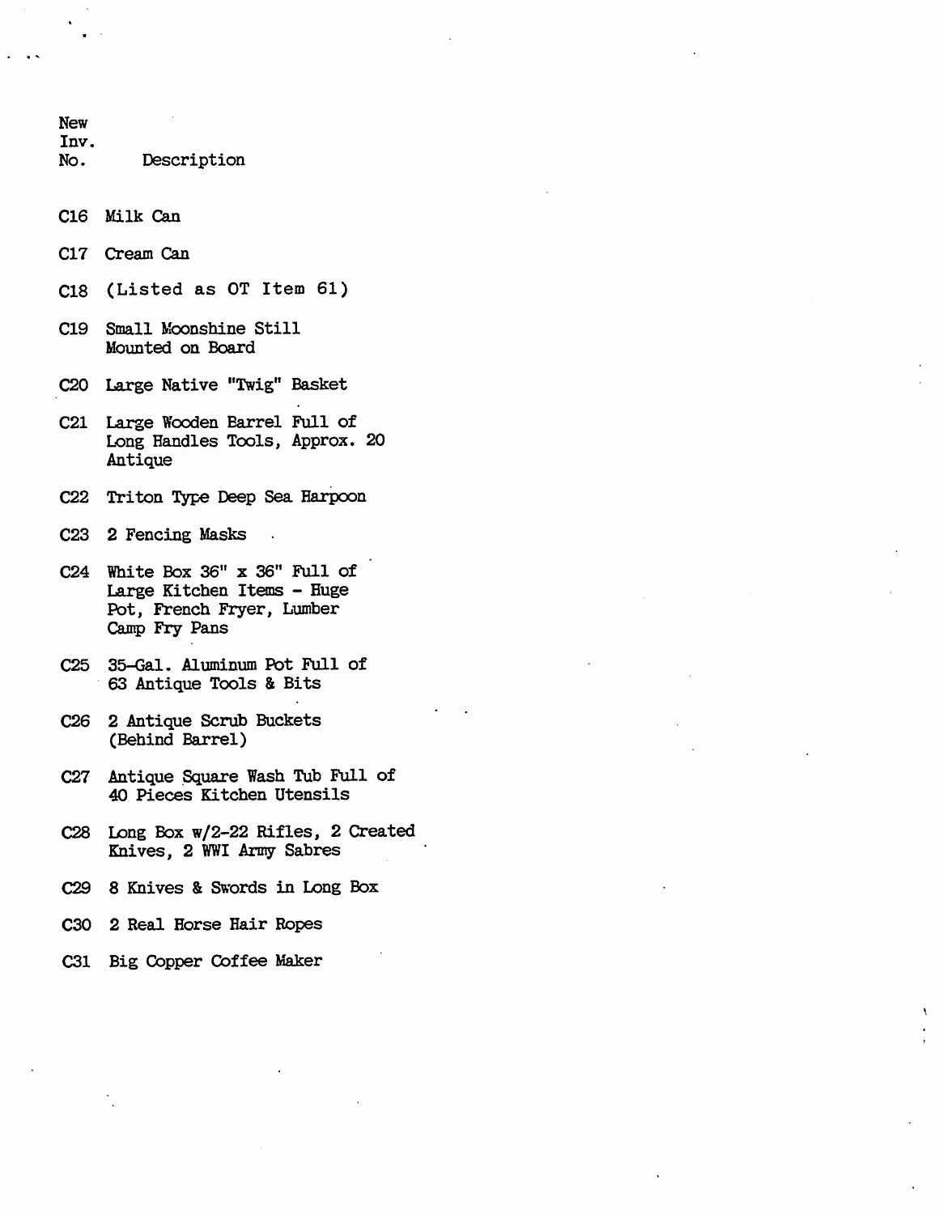| New Inv. No. | Description |
| --- | --- |
| C16 | Milk Can |
| C17 | Cream Can |
| C18 | (Listed as OT Item 61) |
| C19 | Small Moonshine Still Mounted on Board |
| C20 | Large Native "Twig" Basket |
| C21 | Large Wooden Barrel Full of Long Handles Tools, Approx. 20 Antique |
| C22 | Triton Type Deep Sea Harpoon |
| C23 | 2 Fencing Masks |
| C24 | White Box 36" x 36" Full of Large Kitchen Items - Huge Pot, French Fryer, Lumber Camp Fry Pans |
| C25 | 35-Gal. Aluminum Pot Full of 63 Antique Tools & Bits |
| C26 | 2 Antique Scrub Buckets (Behind Barrel) |
| C27 | Antique Square Wash Tub Full of 40 Pieces Kitchen Utensils |
| C28 | Long Box w/2-22 Rifles, 2 Created Knives, 2 WWI Army Sabres |
| C29 | 8 Knives & Swords in Long Box |
| C30 | 2 Real Horse Hair Ropes |
| C31 | Big Copper Coffee Maker |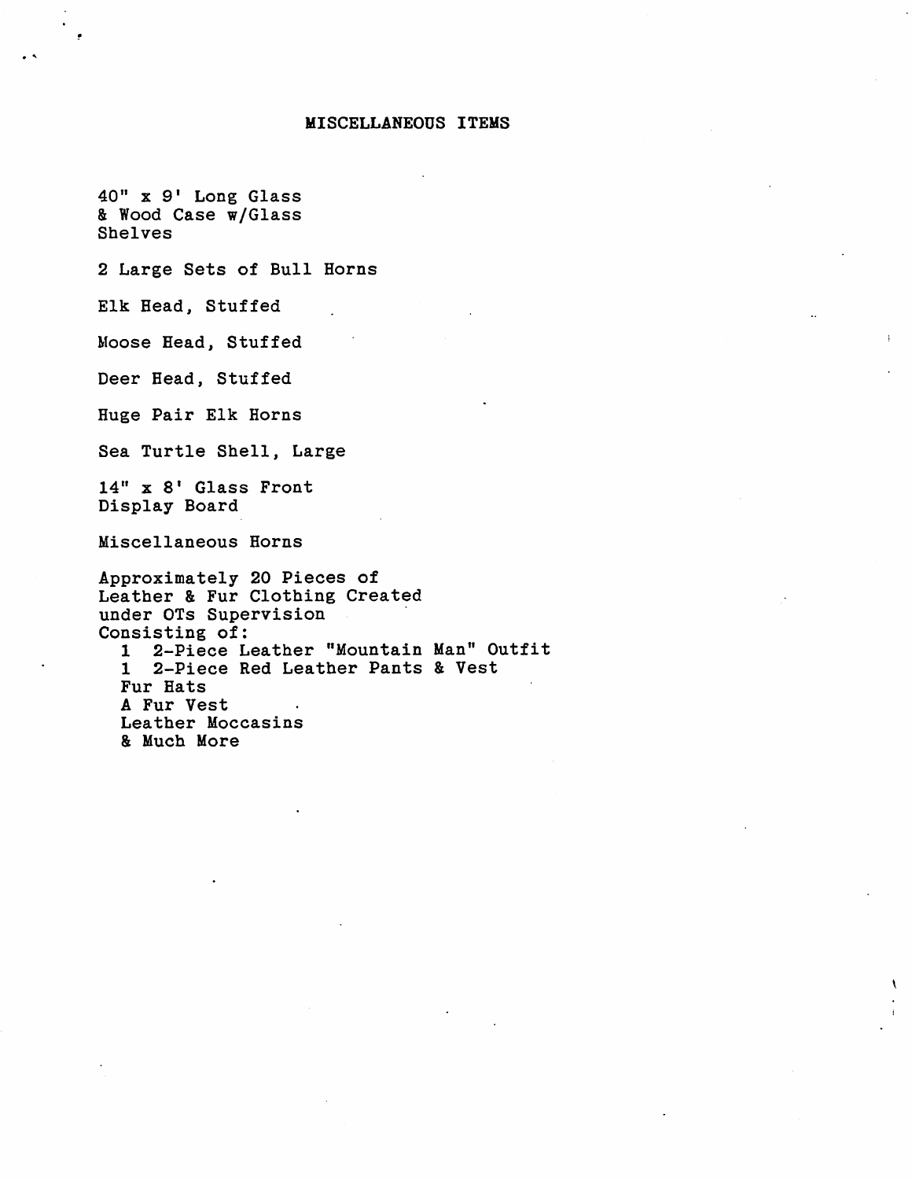# MISCELLANEOUS ITEMS

40" x 9' Long Glass
& Wood Case w/Glass
Shelves

2 Large Sets of Bull Horns

Elk Head, Stuffed

Moose Head, Stuffed

Deer Head, Stuffed

Huge Pair Elk Horns

Sea Turtle Shell, Large

14" x 8' Glass Front
Display Board

Miscellaneous Horns

Approximately 20 Pieces of
Leather & Fur Clothing Created
under OTs Supervision
Consisting of:

- 1 2-Piece Leather "Mountain Man" Outfit
- 1 2-Piece Red Leather Pants & Vest
- Fur Hats
- A Fur Vest
- Leather Moccasins
- & Much More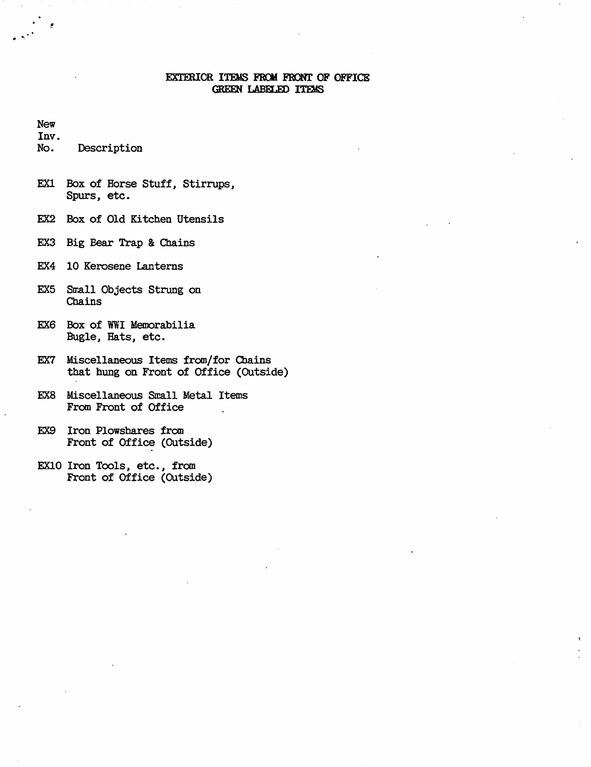# EXTERIOR ITEMS FROM FRONT OF OFFICE
## GREEN LABELED ITEMS

| New Inv. No. | Description |
|---|---|
| EX1 | Box of Horse Stuff, Stirrups, Spurs, etc. |
| EX2 | Box of Old Kitchen Utensils |
| EX3 | Big Bear Trap & Chains |
| EX4 | 10 Kerosene Lanterns |
| EX5 | Small Objects Strung on Chains |
| EX6 | Box of WWI Memorabilia Bugle, Hats, etc. |
| EX7 | Miscellaneous Items from/for Chains that hung on Front of Office (Outside) |
| EX8 | Miscellaneous Small Metal Items From Front of Office |
| EX9 | Iron Plowshares from Front of Office (Outside) |
| EX10 | Iron Tools, etc., from Front of Office (Outside) |